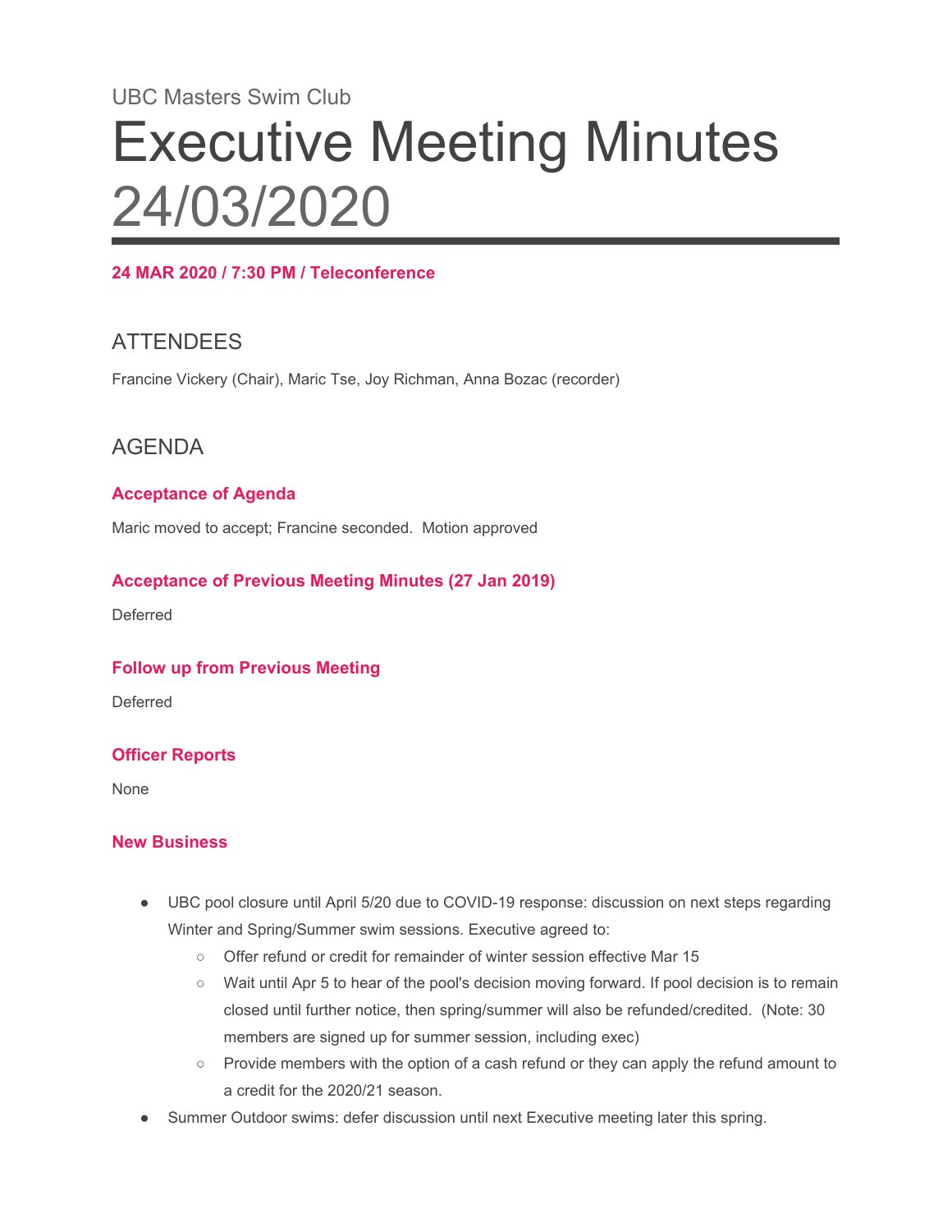UBC Masters Swim Club

# Executive Meeting Minutes 24/03/2020

**24 MAR 2020 / 7:30 PM / Teleconference**

## ATTENDEES

Francine Vickery (Chair), Maric Tse, Joy Richman, Anna Bozac (recorder)

## AGENDA

### Acceptance of Agenda

Maric moved to accept; Francine seconded. Motion approved

### Acceptance of Previous Meeting Minutes (27 Jan 2019)

Deferred

### Follow up from Previous Meeting

Deferred

### Officer Reports

None

### New Business

- UBC pool closure until April 5/20 due to COVID-19 response: discussion on next steps regarding Winter and Spring/Summer swim sessions. Executive agreed to:
  - Offer refund or credit for remainder of winter session effective Mar 15
  - Wait until Apr 5 to hear of the pool's decision moving forward. If pool decision is to remain closed until further notice, then spring/summer will also be refunded/credited. (Note: 30 members are signed up for summer session, including exec)
  - Provide members with the option of a cash refund or they can apply the refund amount to a credit for the 2020/21 season.
- Summer Outdoor swims: defer discussion until next Executive meeting later this spring.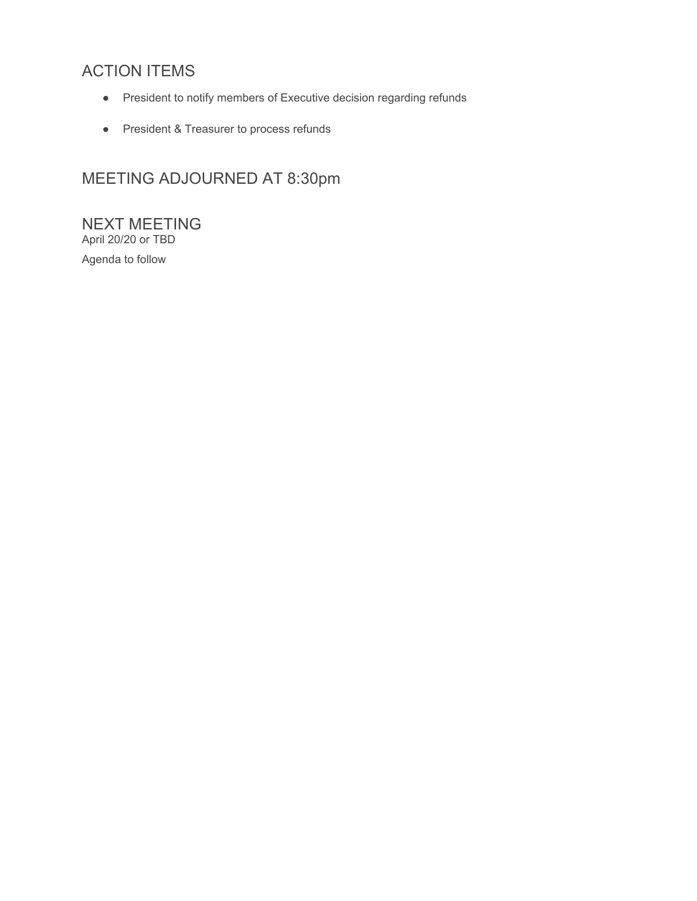## ACTION ITEMS

- President to notify members of Executive decision regarding refunds
- President & Treasurer to process refunds

## MEETING ADJOURNED AT 8:30pm

## NEXT MEETING

April 20/20 or TBD

Agenda to follow